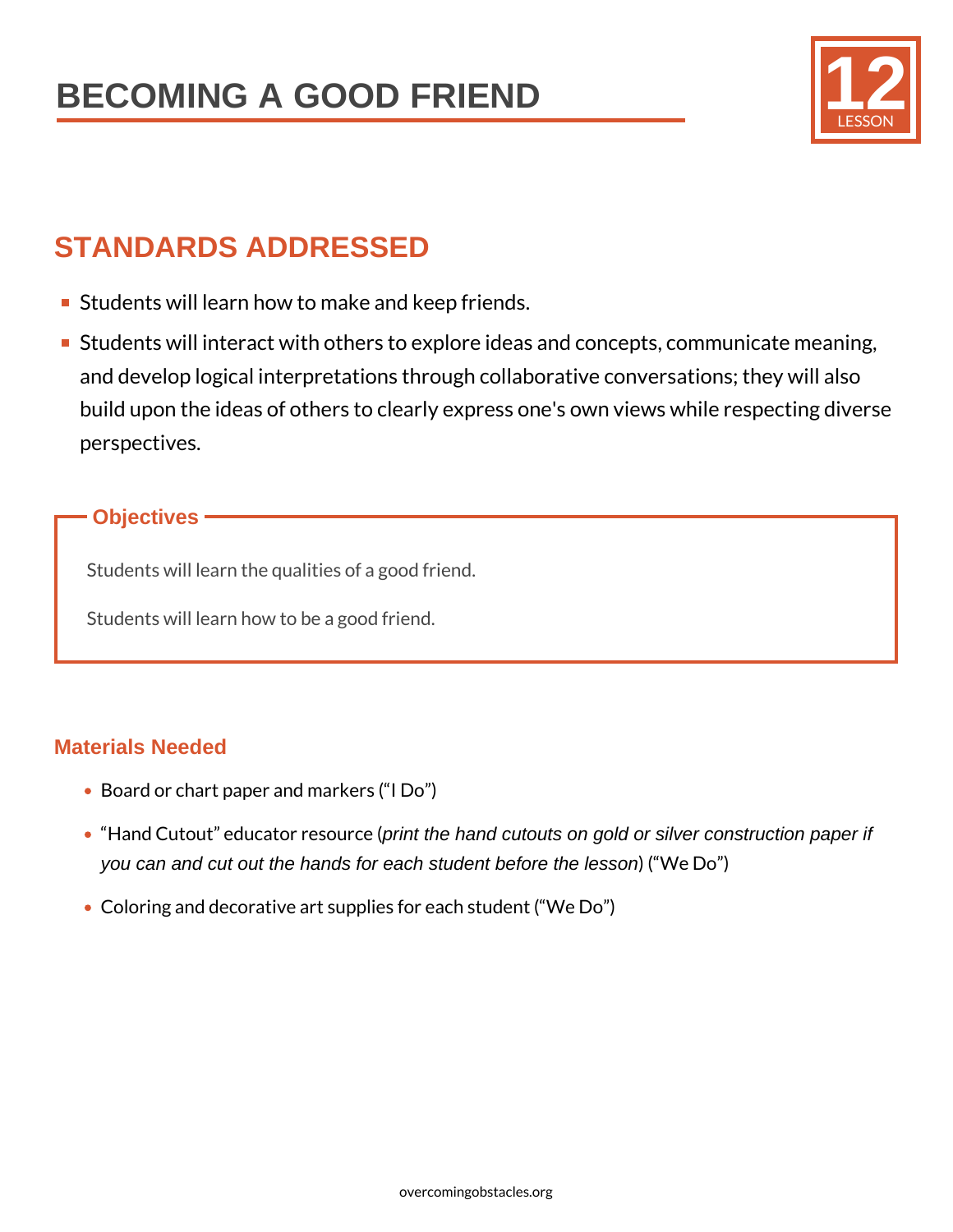# BECOMING A GOOD FRIEND

12 LESSON

## STANDARDS ADDRESSED

- Students will learn how to make and keep friends.
- Students will interact with others to explore ideas and concepts, communicate meaning, and develop logical interpretations through collaborative conversations; they will also build upon the ideas of others to clearly express one's own views while respecting diverse perspectives.

### Objectives

Students will learn the qualities of a good friend.

Students will learn how to be a good friend.

### Materials Needed

- Board or chart paper and markers ("I Do")
- "Hand Cutout" educator resource (*print the hand cutouts on gold or silver construction paper if you can and cut out the hands for each student before the lesson*) ("We Do")
- Coloring and decorative art supplies for each student ("We Do")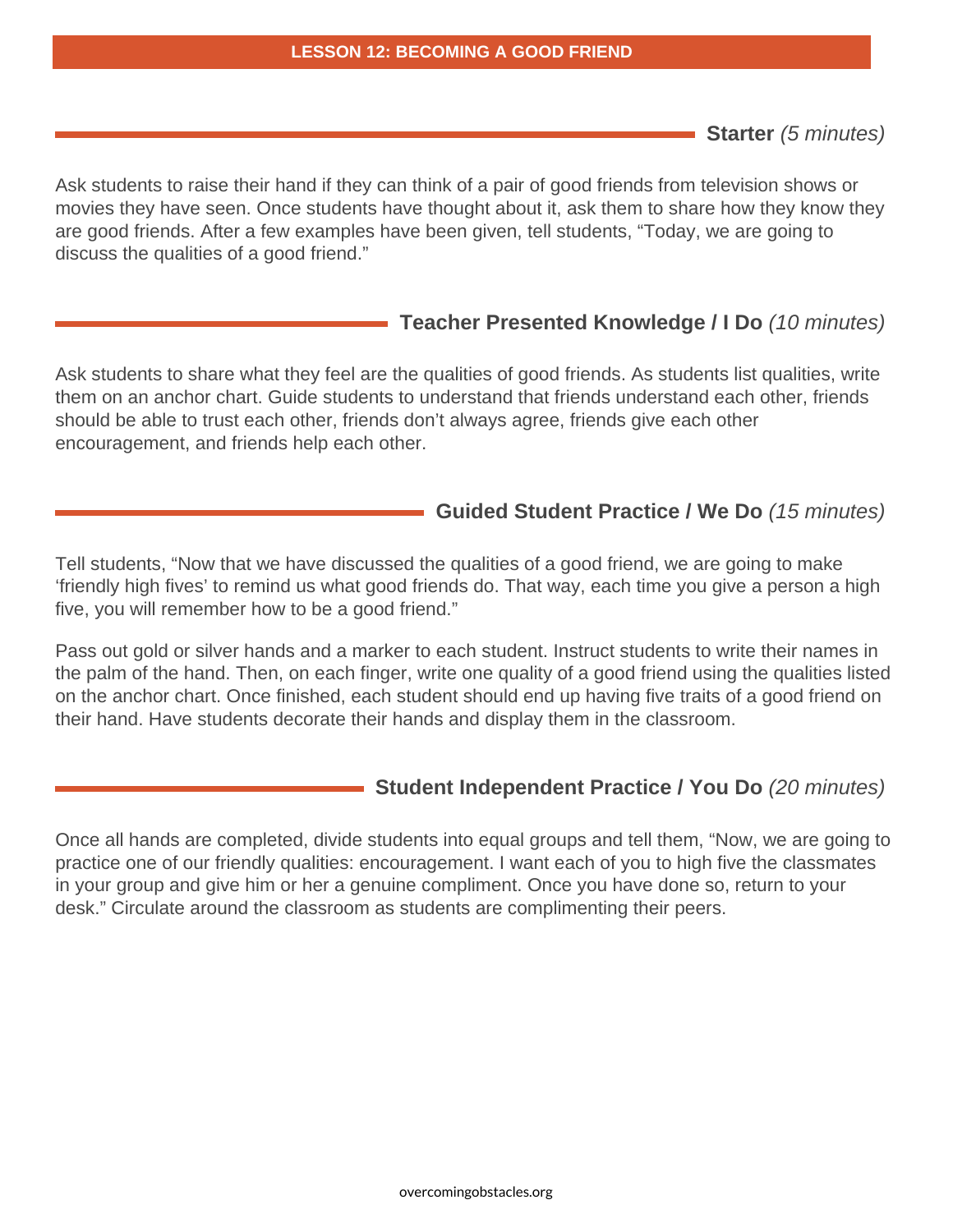# LESSON 12: BECOMING A GOOD FRIEND

## **Starter** *(5 minutes)*

Ask students to raise their hand if they can think of a pair of good friends from television shows or movies they have seen. Once students have thought about it, ask them to share how they know they are good friends. After a few examples have been given, tell students, “Today, we are going to discuss the qualities of a good friend.”

## **Teacher Presented Knowledge / I Do** *(10 minutes)*

Ask students to share what they feel are the qualities of good friends. As students list qualities, write them on an anchor chart. Guide students to understand that friends understand each other, friends should be able to trust each other, friends don’t always agree, friends give each other encouragement, and friends help each other.

## **Guided Student Practice / We Do** *(15 minutes)*

Tell students, “Now that we have discussed the qualities of a good friend, we are going to make ‘friendly high fives’ to remind us what good friends do. That way, each time you give a person a high five, you will remember how to be a good friend.”

Pass out gold or silver hands and a marker to each student. Instruct students to write their names in the palm of the hand. Then, on each finger, write one quality of a good friend using the qualities listed on the anchor chart. Once finished, each student should end up having five traits of a good friend on their hand. Have students decorate their hands and display them in the classroom.

## **Student Independent Practice / You Do** *(20 minutes)*

Once all hands are completed, divide students into equal groups and tell them, “Now, we are going to practice one of our friendly qualities: encouragement. I want each of you to high five the classmates in your group and give him or her a genuine compliment. Once you have done so, return to your desk.” Circulate around the classroom as students are complimenting their peers.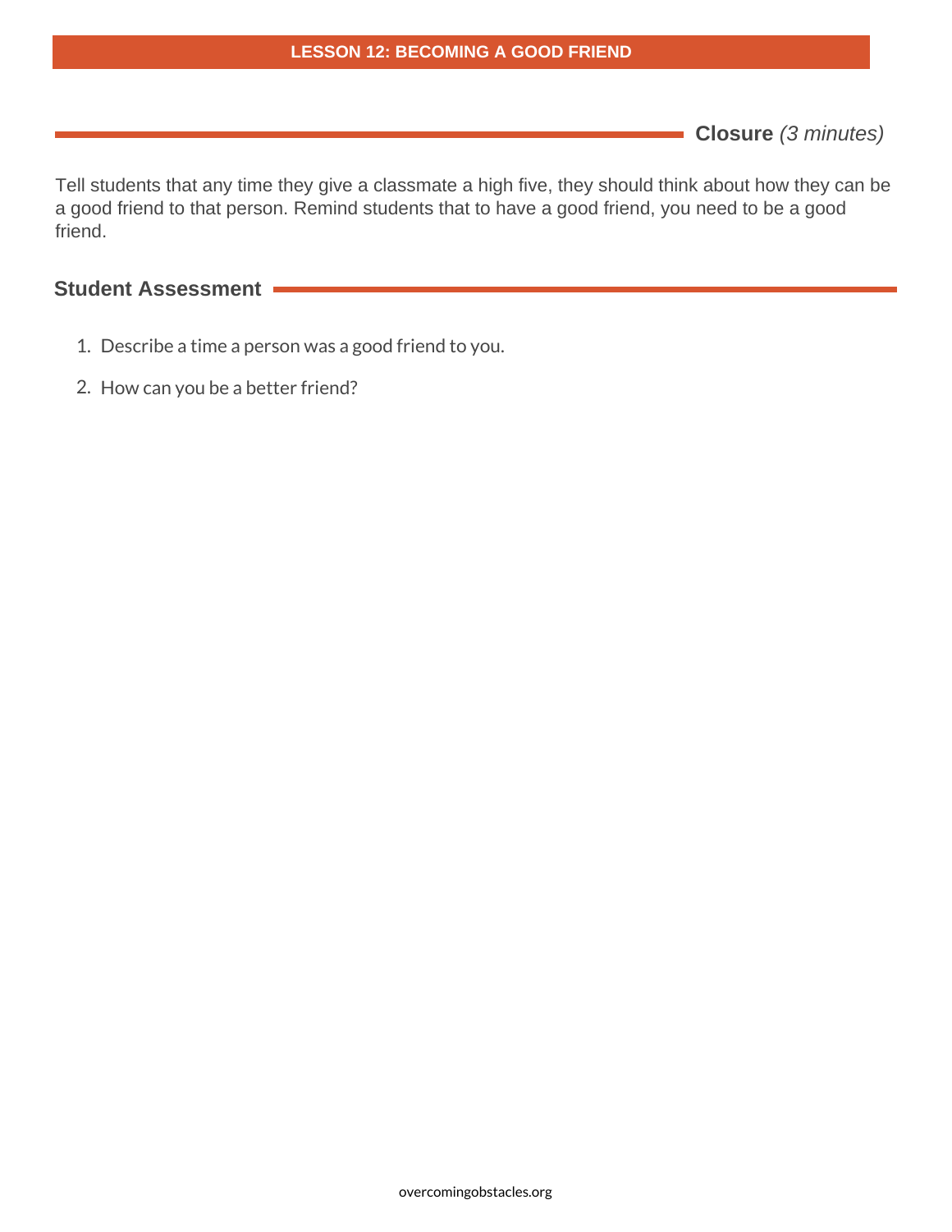## Closure *(3 minutes)*

Tell students that any time they give a classmate a high five, they should think about how they can be a good friend to that person. Remind students that to have a good friend, you need to be a good friend.

## Student Assessment

1. Describe a time a person was a good friend to you.
2. How can you be a better friend?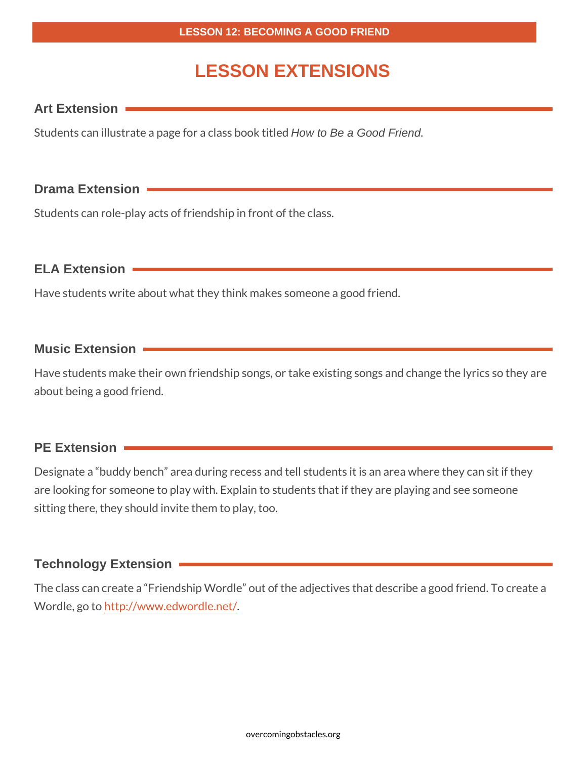# LESSON EXTENSIONS

## Art Extension

Students can illustrate a page for a class book titled *How to Be a Good Friend*.

## Drama Extension

Students can role-play acts of friendship in front of the class.

## ELA Extension

Have students write about what they think makes someone a good friend.

## Music Extension

Have students make their own friendship songs, or take existing songs and change the lyrics so they are about being a good friend.

## PE Extension

Designate a “buddy bench” area during recess and tell students it is an area where they can sit if they are looking for someone to play with. Explain to students that if they are playing and see someone sitting there, they should invite them to play, too.

## Technology Extension

The class can create a “Friendship Wordle” out of the adjectives that describe a good friend. To create a Wordle, go to [http://www.edwordle.net/](http://www.edwordle.net/).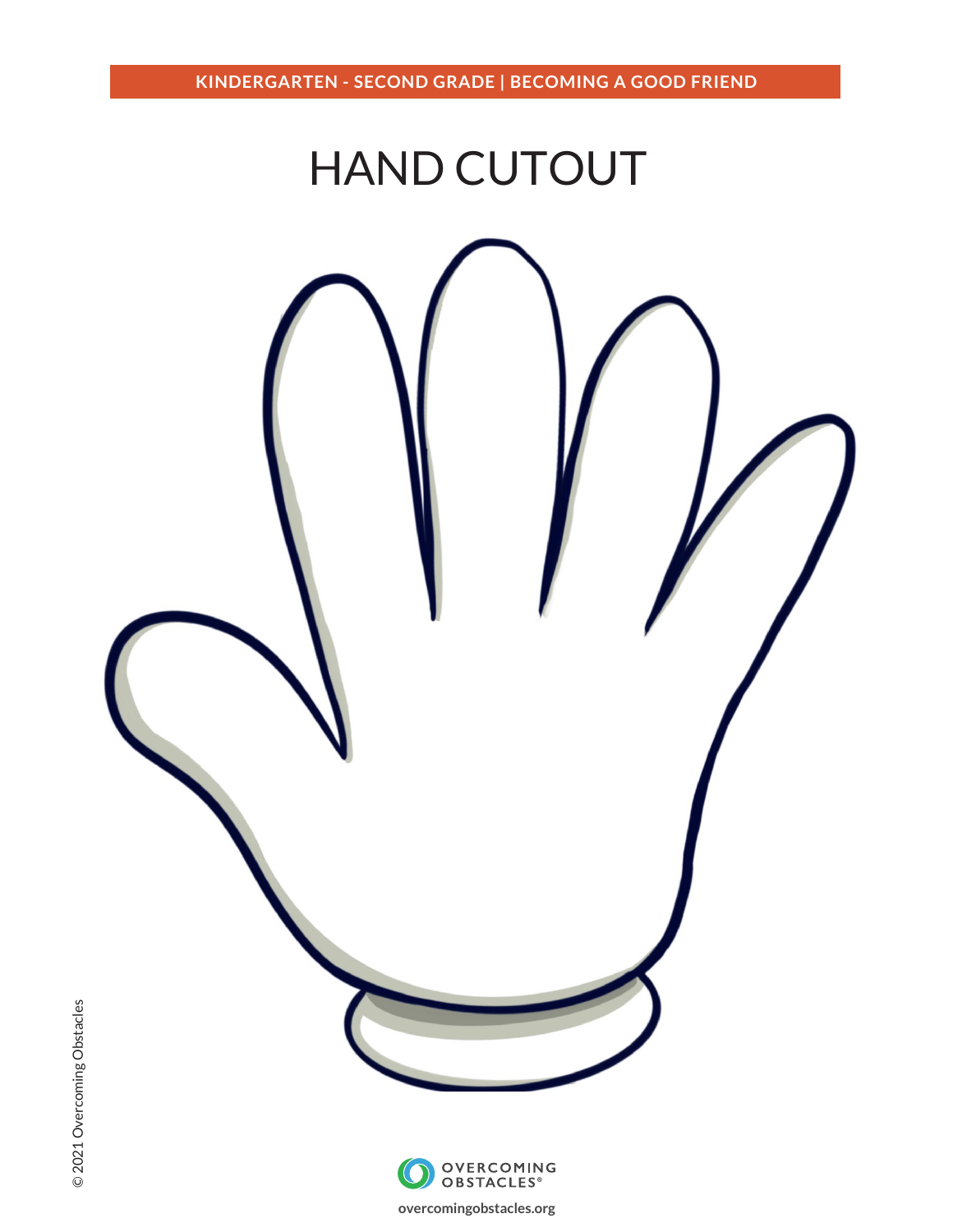KINDERGARTEN - SECOND GRADE | BECOMING A GOOD FRIEND

# HAND CUTOUT